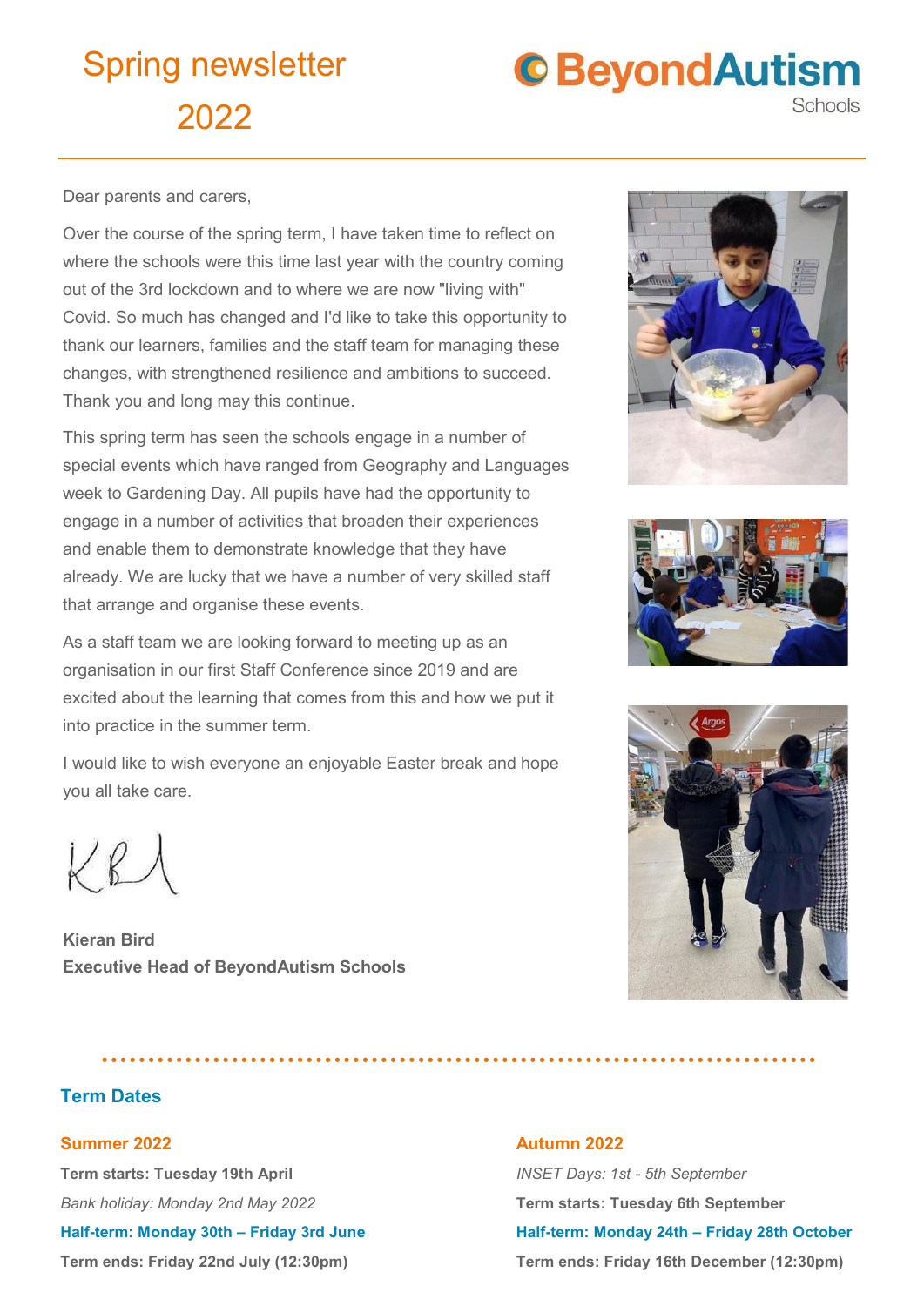# Spring newsletter 2022

BeyondAutism Schools

Dear parents and carers,

Over the course of the spring term, I have taken time to reflect on where the schools were this time last year with the country coming out of the 3rd lockdown and to where we are now "living with" Covid. So much has changed and I'd like to take this opportunity to thank our learners, families and the staff team for managing these changes, with strengthened resilience and ambitions to succeed. Thank you and long may this continue.

This spring term has seen the schools engage in a number of special events which have ranged from Geography and Languages week to Gardening Day. All pupils have had the opportunity to engage in a number of activities that broaden their experiences and enable them to demonstrate knowledge that they have already. We are lucky that we have a number of very skilled staff that arrange and organise these events.

As a staff team we are looking forward to meeting up as an organisation in our first Staff Conference since 2019 and are excited about the learning that comes from this and how we put it into practice in the summer term.

I would like to wish everyone an enjoyable Easter break and hope you all take care.

**Kieran Bird**
**Executive Head of BeyondAutism Schools**

## Term Dates

### Summer 2022

**Term starts: Tuesday 19th April**

*Bank holiday: Monday 2nd May 2022*

**Half-term: Monday 30th – Friday 3rd June**

**Term ends: Friday 22nd July (12:30pm)**

### Autumn 2022

*INSET Days: 1st - 5th September*

**Term starts: Tuesday 6th September**

**Half-term: Monday 24th – Friday 28th October**

**Term ends: Friday 16th December (12:30pm)**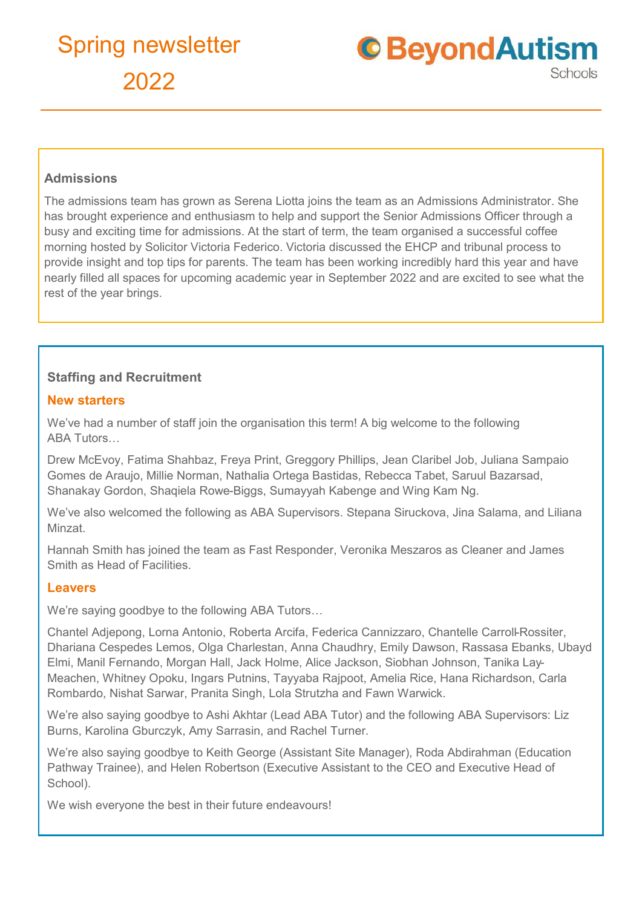# Spring newsletter 2022

BeyondAutism Schools

### Admissions

The admissions team has grown as Serena Liotta joins the team as an Admissions Administrator. She has brought experience and enthusiasm to help and support the Senior Admissions Officer through a busy and exciting time for admissions. At the start of term, the team organised a successful coffee morning hosted by Solicitor Victoria Federico. Victoria discussed the EHCP and tribunal process to provide insight and top tips for parents. The team has been working incredibly hard this year and have nearly filled all spaces for upcoming academic year in September 2022 and are excited to see what the rest of the year brings.

### Staffing and Recruitment

#### New starters

We've had a number of staff join the organisation this term! A big welcome to the following ABA Tutors…

Drew McEvoy, Fatima Shahbaz, Freya Print, Greggory Phillips, Jean Claribel Job, Juliana Sampaio Gomes de Araujo, Millie Norman, Nathalia Ortega Bastidas, Rebecca Tabet, Saruul Bazarsad, Shanakay Gordon, Shaqiela Rowe-Biggs, Sumayyah Kabenge and Wing Kam Ng.

We've also welcomed the following as ABA Supervisors. Stepana Siruckova, Jina Salama, and Liliana Minzat.

Hannah Smith has joined the team as Fast Responder, Veronika Meszaros as Cleaner and James Smith as Head of Facilities.

#### Leavers

We're saying goodbye to the following ABA Tutors…

Chantel Adjepong, Lorna Antonio, Roberta Arcifa, Federica Cannizzaro, Chantelle Carroll-Rossiter, Dhariana Cespedes Lemos, Olga Charlestan, Anna Chaudhry, Emily Dawson, Rassasa Ebanks, Ubayd Elmi, Manil Fernando, Morgan Hall, Jack Holme, Alice Jackson, Siobhan Johnson, Tanika Lay-Meachen, Whitney Opoku, Ingars Putnins, Tayyaba Rajpoot, Amelia Rice, Hana Richardson, Carla Rombardo, Nishat Sarwar, Pranita Singh, Lola Strutzha and Fawn Warwick.

We're also saying goodbye to Ashi Akhtar (Lead ABA Tutor) and the following ABA Supervisors: Liz Burns, Karolina Gburczyk, Amy Sarrasin, and Rachel Turner.

We're also saying goodbye to Keith George (Assistant Site Manager), Roda Abdirahman (Education Pathway Trainee), and Helen Robertson (Executive Assistant to the CEO and Executive Head of School).

We wish everyone the best in their future endeavours!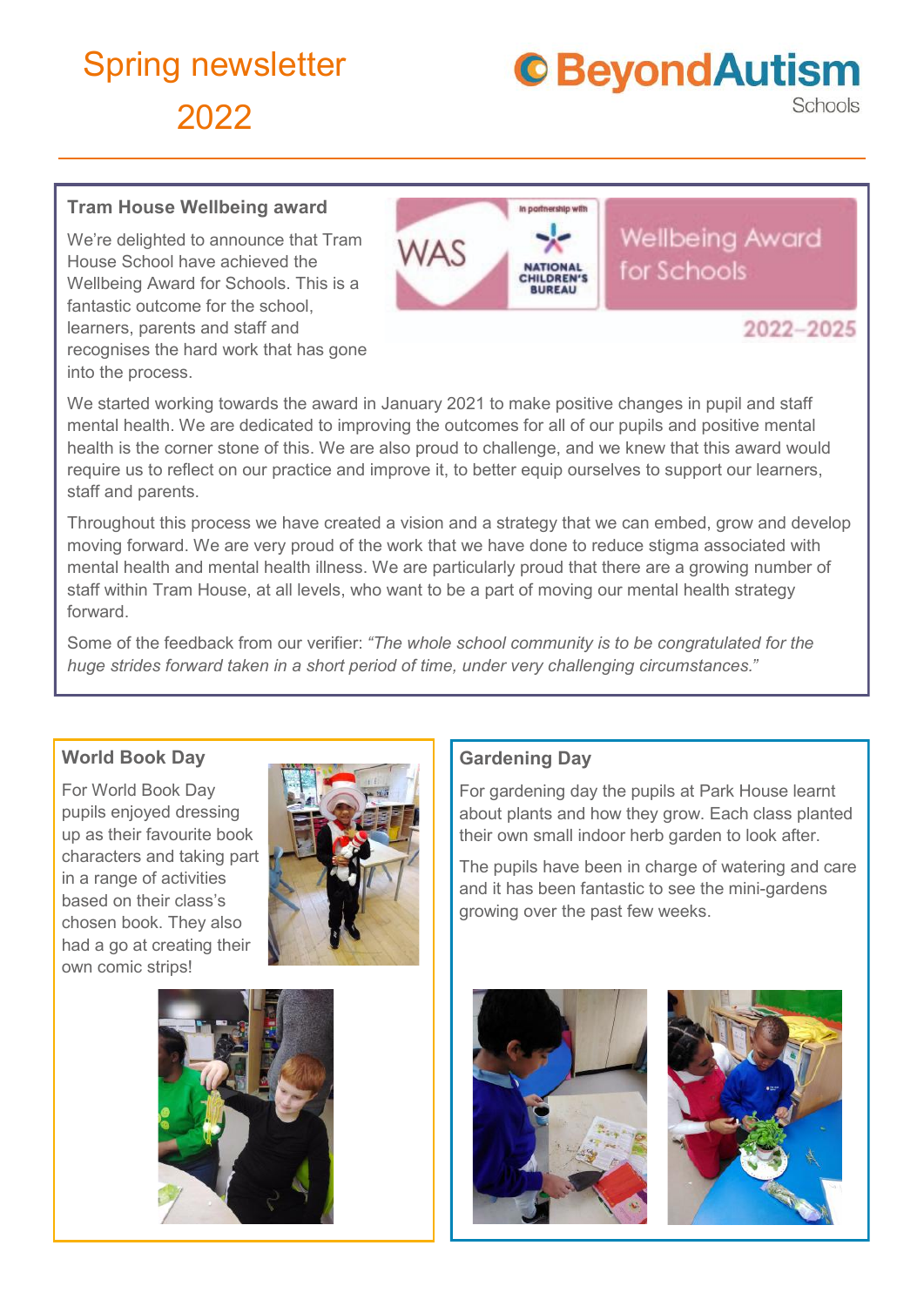# Spring newsletter 2022

BeyondAutism Schools

## Tram House Wellbeing award

We're delighted to announce that Tram House School have achieved the Wellbeing Award for Schools. This is a fantastic outcome for the school, learners, parents and staff and recognises the hard work that has gone into the process.

We started working towards the award in January 2021 to make positive changes in pupil and staff mental health. We are dedicated to improving the outcomes for all of our pupils and positive mental health is the corner stone of this. We are also proud to challenge, and we knew that this award would require us to reflect on our practice and improve it, to better equip ourselves to support our learners, staff and parents.

Throughout this process we have created a vision and a strategy that we can embed, grow and develop moving forward. We are very proud of the work that we have done to reduce stigma associated with mental health and mental health illness. We are particularly proud that there are a growing number of staff within Tram House, at all levels, who want to be a part of moving our mental health strategy forward.

Some of the feedback from our verifier: *"The whole school community is to be congratulated for the huge strides forward taken in a short period of time, under very challenging circumstances."*

## World Book Day

For World Book Day pupils enjoyed dressing up as their favourite book characters and taking part in a range of activities based on their class's chosen book. They also had a go at creating their own comic strips!

## Gardening Day

For gardening day the pupils at Park House learnt about plants and how they grow. Each class planted their own small indoor herb garden to look after.

The pupils have been in charge of watering and care and it has been fantastic to see the mini-gardens growing over the past few weeks.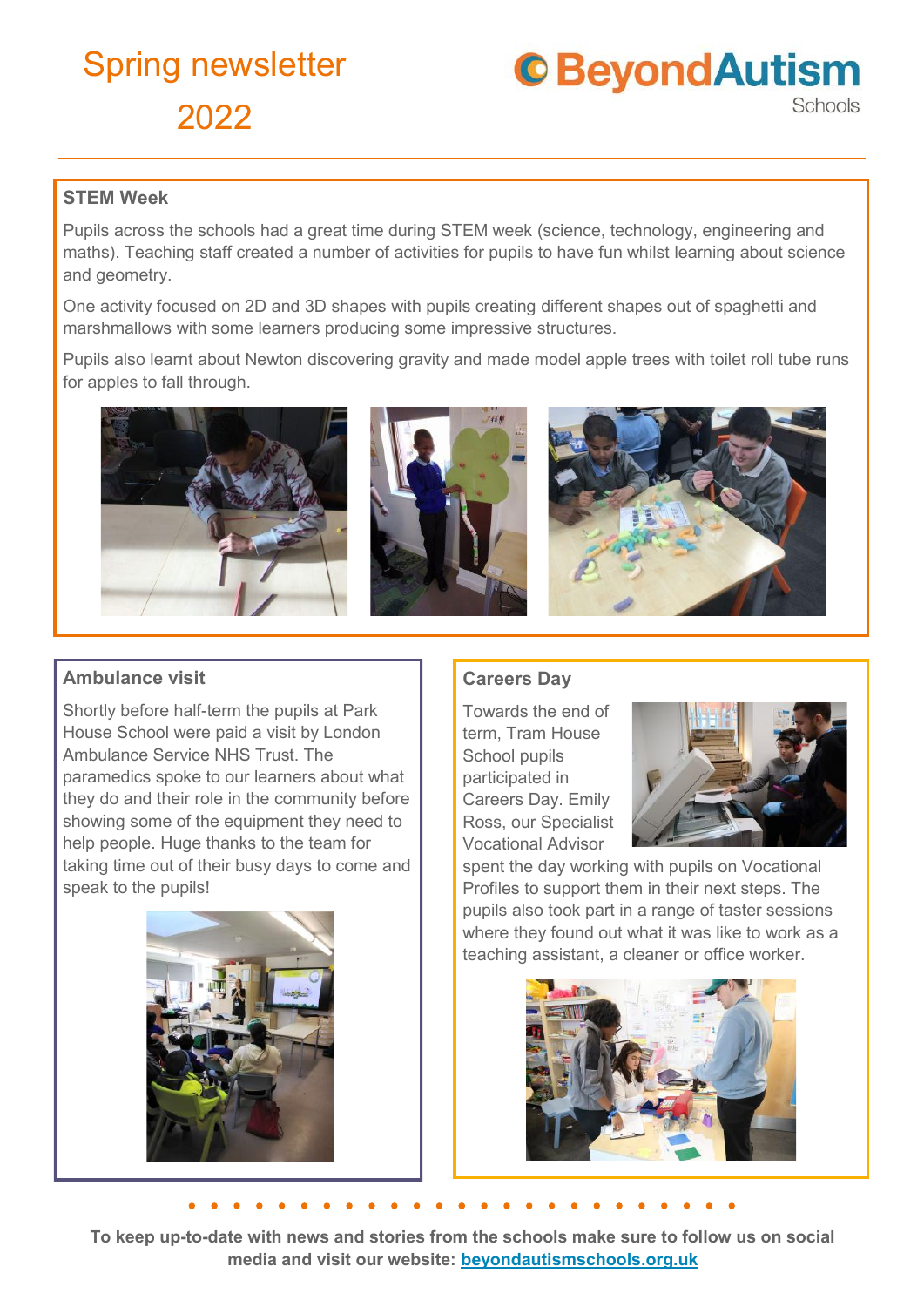# Spring newsletter 2022

BeyondAutism Schools

## STEM Week

Pupils across the schools had a great time during STEM week (science, technology, engineering and maths). Teaching staff created a number of activities for pupils to have fun whilst learning about science and geometry.

One activity focused on 2D and 3D shapes with pupils creating different shapes out of spaghetti and marshmallows with some learners producing some impressive structures.

Pupils also learnt about Newton discovering gravity and made model apple trees with toilet roll tube runs for apples to fall through.

## Ambulance visit

Shortly before half-term the pupils at Park House School were paid a visit by London Ambulance Service NHS Trust. The paramedics spoke to our learners about what they do and their role in the community before showing some of the equipment they need to help people. Huge thanks to the team for taking time out of their busy days to come and speak to the pupils!

## Careers Day

Towards the end of term, Tram House School pupils participated in Careers Day. Emily Ross, our Specialist Vocational Advisor spent the day working with pupils on Vocational Profiles to support them in their next steps. The pupils also took part in a range of taster sessions where they found out what it was like to work as a teaching assistant, a cleaner or office worker.

**To keep up-to-date with news and stories from the schools make sure to follow us on social media and visit our website: [beyondautismschools.org.uk](beyondautismschools.org.uk)**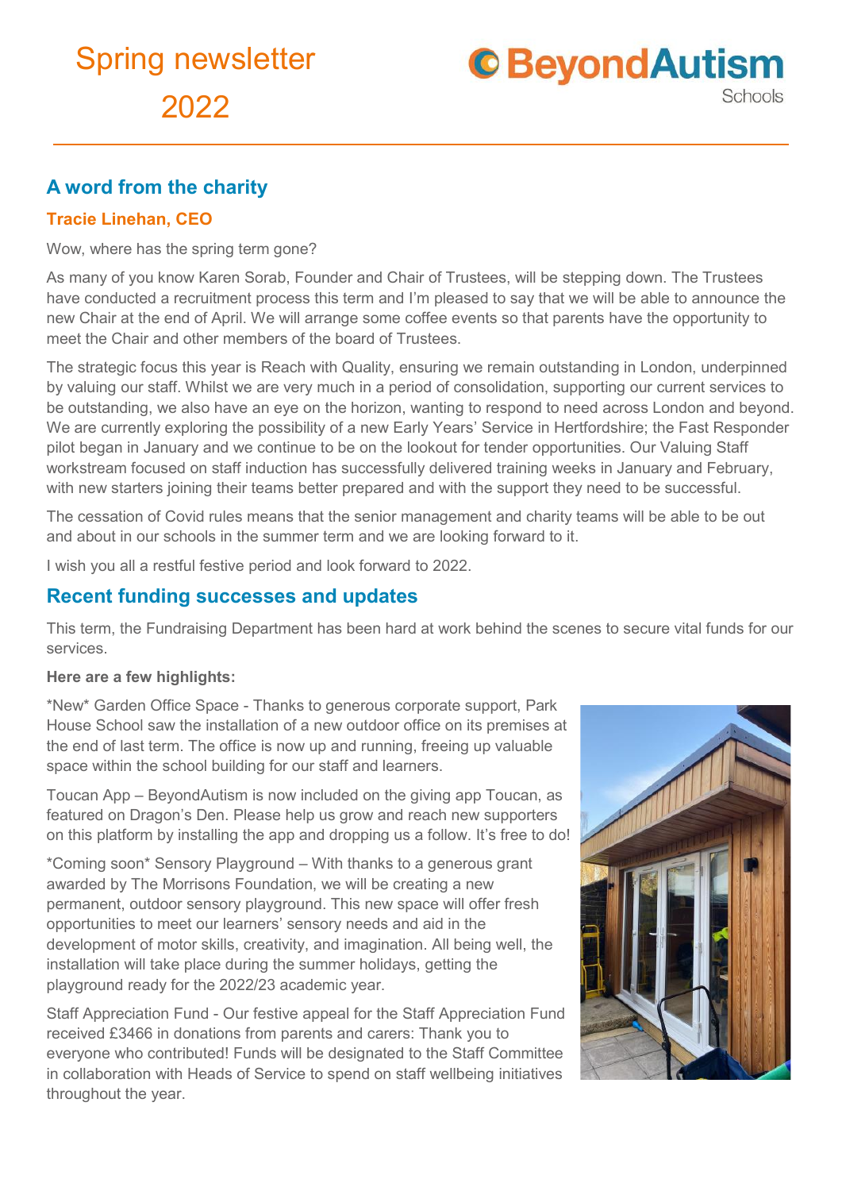# Spring newsletter 2022

BeyondAutism Schools

## A word from the charity

### Tracie Linehan, CEO

Wow, where has the spring term gone?

As many of you know Karen Sorab, Founder and Chair of Trustees, will be stepping down. The Trustees have conducted a recruitment process this term and I'm pleased to say that we will be able to announce the new Chair at the end of April. We will arrange some coffee events so that parents have the opportunity to meet the Chair and other members of the board of Trustees.

The strategic focus this year is Reach with Quality, ensuring we remain outstanding in London, underpinned by valuing our staff. Whilst we are very much in a period of consolidation, supporting our current services to be outstanding, we also have an eye on the horizon, wanting to respond to need across London and beyond. We are currently exploring the possibility of a new Early Years' Service in Hertfordshire; the Fast Responder pilot began in January and we continue to be on the lookout for tender opportunities. Our Valuing Staff workstream focused on staff induction has successfully delivered training weeks in January and February, with new starters joining their teams better prepared and with the support they need to be successful.

The cessation of Covid rules means that the senior management and charity teams will be able to be out and about in our schools in the summer term and we are looking forward to it.

I wish you all a restful festive period and look forward to 2022.

## Recent funding successes and updates

This term, the Fundraising Department has been hard at work behind the scenes to secure vital funds for our services.

**Here are a few highlights:**

*New* Garden Office Space - Thanks to generous corporate support, Park House School saw the installation of a new outdoor office on its premises at the end of last term. The office is now up and running, freeing up valuable space within the school building for our staff and learners.

Toucan App – BeyondAutism is now included on the giving app Toucan, as featured on Dragon's Den. Please help us grow and reach new supporters on this platform by installing the app and dropping us a follow. It's free to do!

*Coming soon* Sensory Playground – With thanks to a generous grant awarded by The Morrisons Foundation, we will be creating a new permanent, outdoor sensory playground. This new space will offer fresh opportunities to meet our learners' sensory needs and aid in the development of motor skills, creativity, and imagination. All being well, the installation will take place during the summer holidays, getting the playground ready for the 2022/23 academic year.

Staff Appreciation Fund - Our festive appeal for the Staff Appreciation Fund received £3466 in donations from parents and carers: Thank you to everyone who contributed! Funds will be designated to the Staff Committee in collaboration with Heads of Service to spend on staff wellbeing initiatives throughout the year.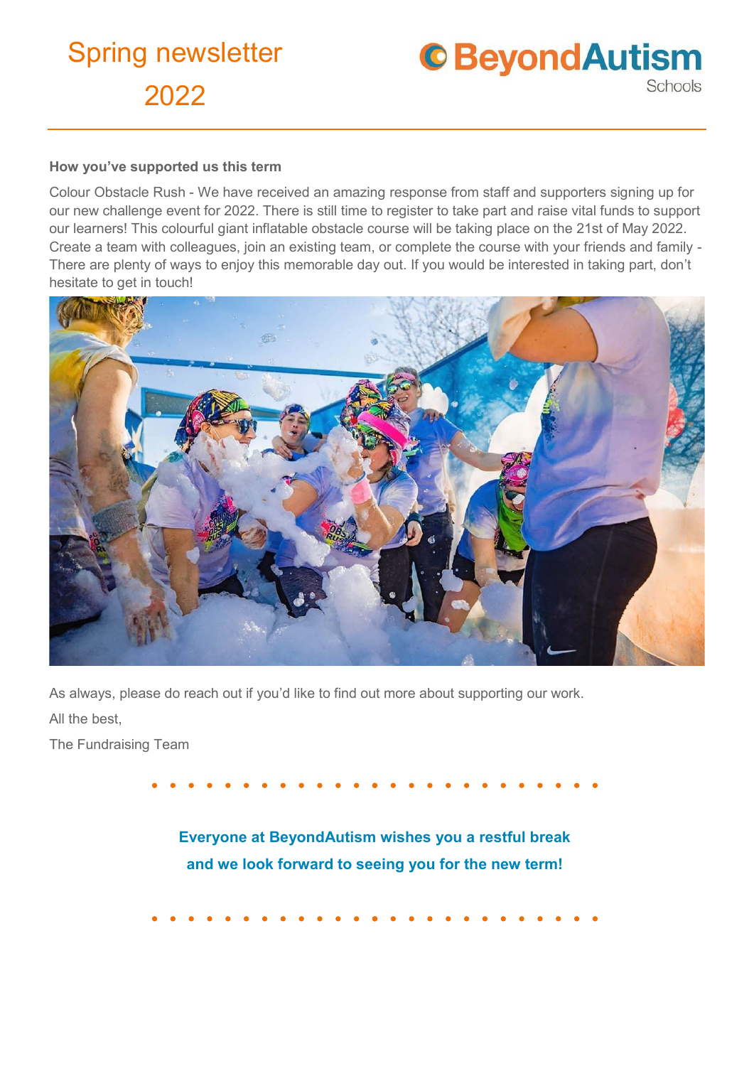# Spring newsletter 2022

BeyondAutism Schools

**How you've supported us this term**

Colour Obstacle Rush - We have received an amazing response from staff and supporters signing up for our new challenge event for 2022. There is still time to register to take part and raise vital funds to support our learners! This colourful giant inflatable obstacle course will be taking place on the 21st of May 2022. Create a team with colleagues, join an existing team, or complete the course with your friends and family - There are plenty of ways to enjoy this memorable day out. If you would be interested in taking part, don't hesitate to get in touch!

As always, please do reach out if you'd like to find out more about supporting our work.

All the best,

The Fundraising Team

**Everyone at BeyondAutism wishes you a restful break and we look forward to seeing you for the new term!**